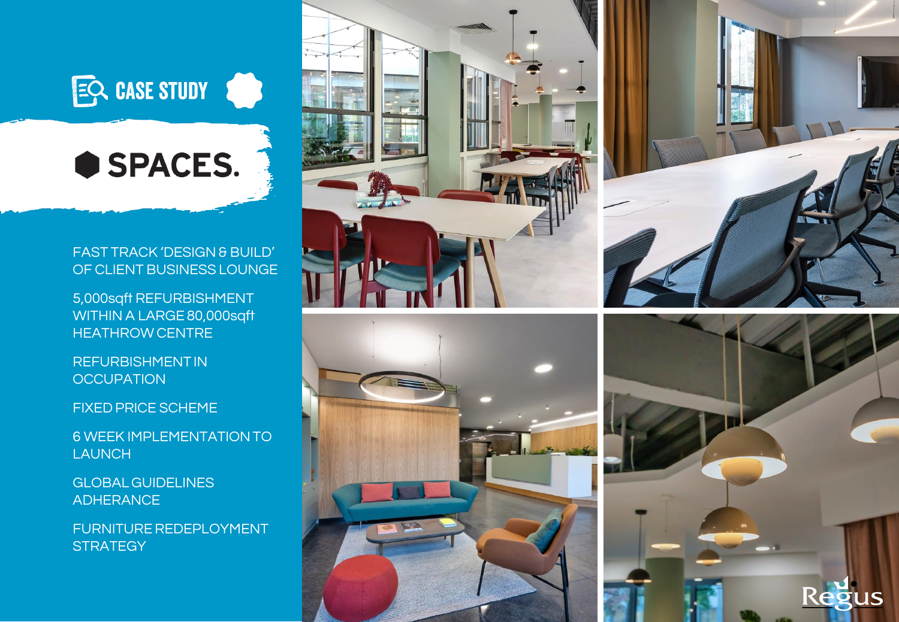CASE STUDY

# SPACES.

- FAST TRACK 'DESIGN & BUILD' OF CLIENT BUSINESS LOUNGE
- 5,000sqft REFURBISHMENT WITHIN A LARGE 80,000sqft HEATHROW CENTRE
- REFURBISHMENT IN OCCUPATION
- FIXED PRICE SCHEME
- 6 WEEK IMPLEMENTATION TO LAUNCH
- GLOBAL GUIDELINES ADHERANCE
- FURNITURE REDEPLOYMENT STRATEGY

Regus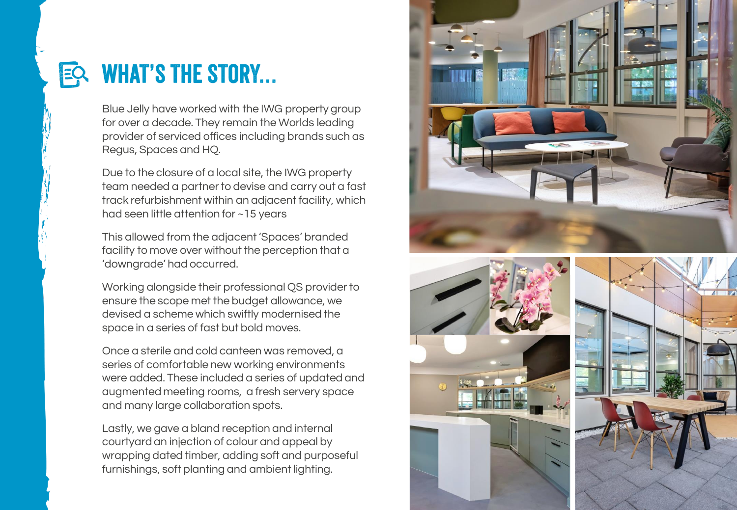# WHAT'S THE STORY...

Blue Jelly have worked with the IWG property group for over a decade. They remain the Worlds leading provider of serviced offices including brands such as Regus, Spaces and HQ.

Due to the closure of a local site, the IWG property team needed a partner to devise and carry out a fast track refurbishment within an adjacent facility, which had seen little attention for ~15 years

This allowed from the adjacent 'Spaces' branded facility to move over without the perception that a 'downgrade' had occurred.

Working alongside their professional QS provider to ensure the scope met the budget allowance, we devised a scheme which swiftly modernised the space in a series of fast but bold moves.

Once a sterile and cold canteen was removed, a series of comfortable new working environments were added. These included a series of updated and augmented meeting rooms, a fresh servery space and many large collaboration spots.

Lastly, we gave a bland reception and internal courtyard an injection of colour and appeal by wrapping dated timber, adding soft and purposeful furnishings, soft planting and ambient lighting.